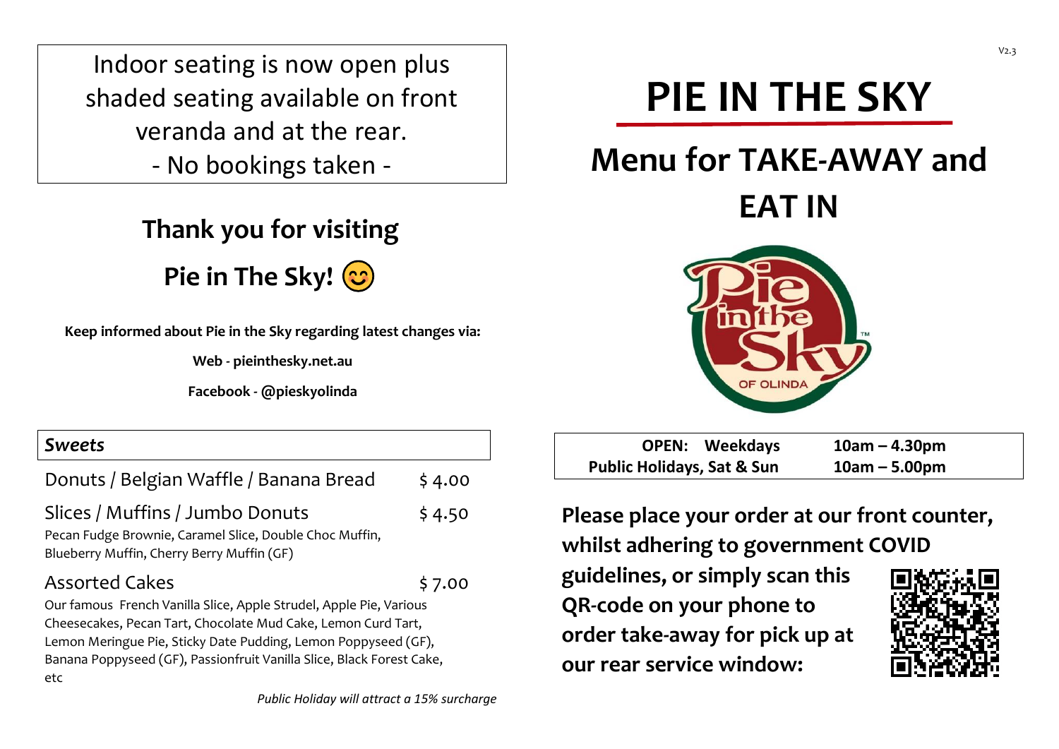Indoor seating is now open plus shaded seating available on front veranda and at the rear.

- No bookings taken -

## Thank you for visiting Pie in The Sky! 😊

**Keep informed about Pie in the Sky regarding latest changes via:**

**Web - pieinthesky.net.au**

**Facebook - @pieskyolinda**

### *Sweets*

| Item | Price |
|---|---|
| Donuts / Belgian Waffle / Banana Bread | $ 4.00 |
| Slices / Muffins / Jumbo Donuts<br>Pecan Fudge Brownie, Caramel Slice, Double Choc Muffin, Blueberry Muffin, Cherry Berry Muffin (GF) | $ 4.50 |
| Assorted Cakes<br>Our famous French Vanilla Slice, Apple Strudel, Apple Pie, Various Cheesecakes, Pecan Tart, Chocolate Mud Cake, Lemon Curd Tart, Lemon Meringue Pie, Sticky Date Pudding, Lemon Poppyseed (GF), Banana Poppyseed (GF), Passionfruit Vanilla Slice, Black Forest Cake, etc | $ 7.00 |

*Public Holiday will attract a 15% surcharge*

V2.3

# PIE IN THE SKY

## Menu for TAKE-AWAY and EAT IN

| **OPEN: Weekdays** | **10am – 4.30pm** |
|---|---|
| **Public Holidays, Sat & Sun** | **10am – 5.00pm** |

**Please place your order at our front counter, whilst adhering to government COVID guidelines, or simply scan this QR-code on your phone to order take-away for pick up at our rear service window:**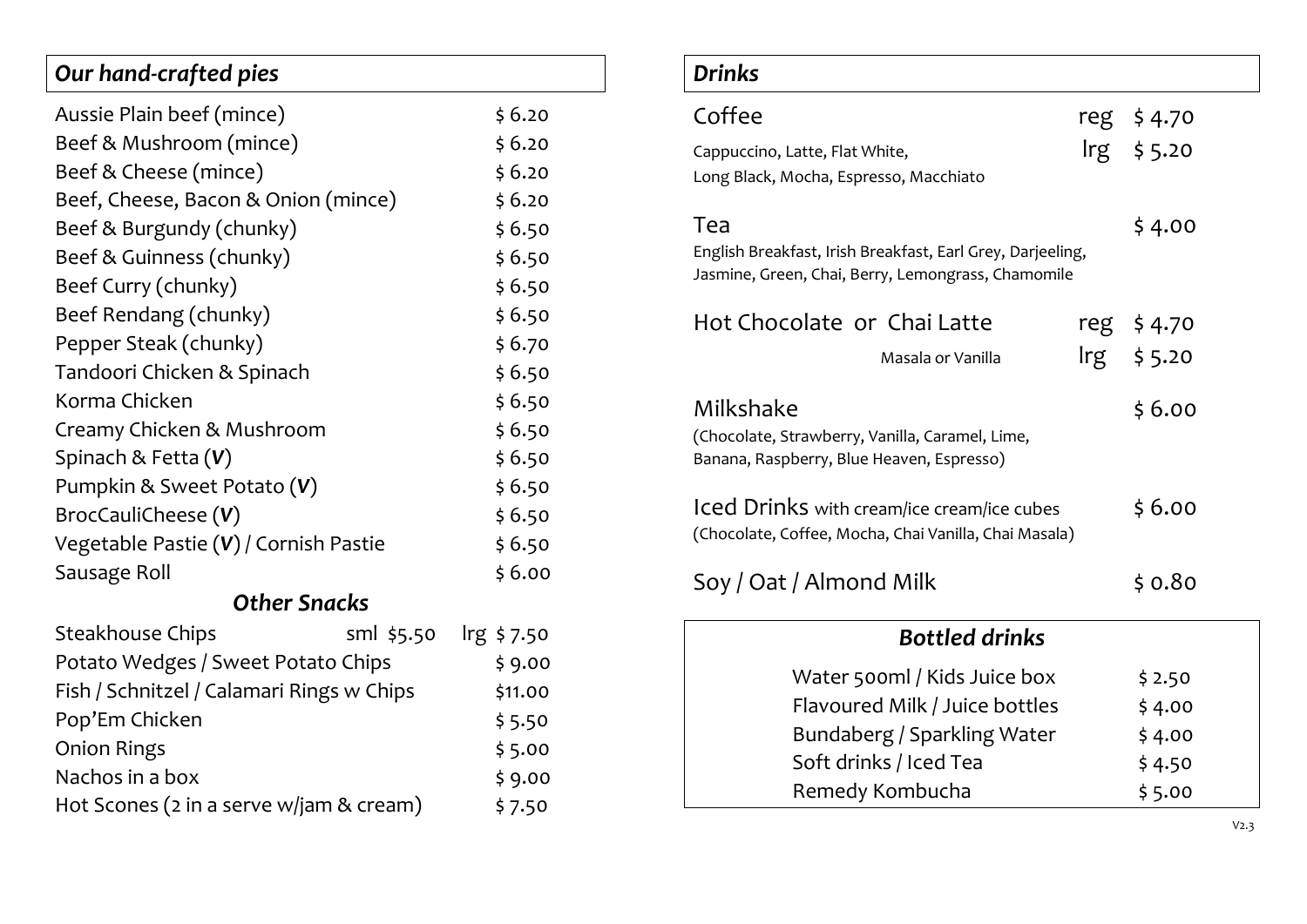## *Our hand-crafted pies*

| | |
|---|---|
| Aussie Plain beef (mince) | $ 6.20 |
| Beef & Mushroom (mince) | $ 6.20 |
| Beef & Cheese (mince) | $ 6.20 |
| Beef, Cheese, Bacon & Onion (mince) | $ 6.20 |
| Beef & Burgundy (chunky) | $ 6.50 |
| Beef & Guinness (chunky) | $ 6.50 |
| Beef Curry (chunky) | $ 6.50 |
| Beef Rendang (chunky) | $ 6.50 |
| Pepper Steak (chunky) | $ 6.70 |
| Tandoori Chicken & Spinach | $ 6.50 |
| Korma Chicken | $ 6.50 |
| Creamy Chicken & Mushroom | $ 6.50 |
| Spinach & Fetta (***V***) | $ 6.50 |
| Pumpkin & Sweet Potato (***V***) | $ 6.50 |
| BrocCauliCheese (***V***) | $ 6.50 |
| Vegetable Pastie (***V***) / Cornish Pastie | $ 6.50 |
| Sausage Roll | $ 6.00 |

### *Other Snacks*

| | | |
|---|---|---|
| Steakhouse Chips | sml $5.50 | lrg $ 7.50 |
| Potato Wedges / Sweet Potato Chips | | $ 9.00 |
| Fish / Schnitzel / Calamari Rings w Chips | | $11.00 |
| Pop'Em Chicken | | $ 5.50 |
| Onion Rings | | $ 5.00 |
| Nachos in a box | | $ 9.00 |
| Hot Scones (2 in a serve w/jam & cream) | | $ 7.50 |

## *Drinks*

| | | |
|---|---|---|
| Coffee | reg | $ 4.70 |
| Cappuccino, Latte, Flat White, Long Black, Mocha, Espresso, Macchiato | lrg | $ 5.20 |
| Tea | | $ 4.00 |
| English Breakfast, Irish Breakfast, Earl Grey, Darjeeling, Jasmine, Green, Chai, Berry, Lemongrass, Chamomile | | |
| Hot Chocolate or Chai Latte | reg | $ 4.70 |
| Masala or Vanilla | lrg | $ 5.20 |
| Milkshake | | $ 6.00 |
| (Chocolate, Strawberry, Vanilla, Caramel, Lime, Banana, Raspberry, Blue Heaven, Espresso) | | |
| Iced Drinks with cream/ice cream/ice cubes | | $ 6.00 |
| (Chocolate, Coffee, Mocha, Chai Vanilla, Chai Masala) | | |
| Soy / Oat / Almond Milk | | $ 0.80 |

### *Bottled drinks*

| | |
|---|---|
| Water 500ml / Kids Juice box | $ 2.50 |
| Flavoured Milk / Juice bottles | $ 4.00 |
| Bundaberg / Sparkling Water | $ 4.00 |
| Soft drinks / Iced Tea | $ 4.50 |
| Remedy Kombucha | $ 5.00 |

V2.3